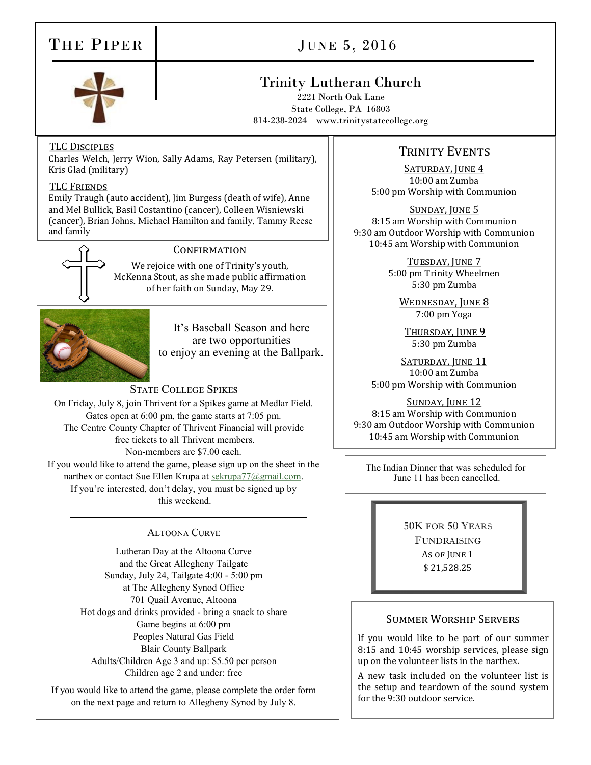# The Piper

## June 5, 2016

## Trinity Lutheran Church

2221 North Oak Lane
State College, PA 16803
814-238-2024 www.trinitystatecollege.org

### TLC Disciples

Charles Welch, Jerry Wion, Sally Adams, Ray Petersen (military), Kris Glad (military)

### TLC Friends

Emily Traugh (auto accident), Jim Burgess (death of wife), Anne and Mel Bullick, Basil Costantino (cancer), Colleen Wisniewski (cancer), Brian Johns, Michael Hamilton and family, Tammy Reese and family

### Confirmation

We rejoice with one of Trinity's youth, McKenna Stout, as she made public affirmation of her faith on Sunday, May 29.

It's Baseball Season and here are two opportunities to enjoy an evening at the Ballpark.

### State College Spikes

On Friday, July 8, join Thrivent for a Spikes game at Medlar Field.
Gates open at 6:00 pm, the game starts at 7:05 pm.
The Centre County Chapter of Thrivent Financial will provide free tickets to all Thrivent members.
Non-members are $7.00 each.
If you would like to attend the game, please sign up on the sheet in the narthex or contact Sue Ellen Krupa at sekrupa77@gmail.com.
If you're interested, don't delay, you must be signed up by this weekend.

### Altoona Curve

Lutheran Day at the Altoona Curve
and the Great Allegheny Tailgate
Sunday, July 24, Tailgate 4:00 - 5:00 pm
at The Allegheny Synod Office
701 Quail Avenue, Altoona
Hot dogs and drinks provided - bring a snack to share
Game begins at 6:00 pm
Peoples Natural Gas Field
Blair County Ballpark
Adults/Children Age 3 and up: $5.50 per person
Children age 2 and under: free

If you would like to attend the game, please complete the order form on the next page and return to Allegheny Synod by July 8.

### Trinity Events

**Saturday, June 4**
10:00 am Zumba
5:00 pm Worship with Communion

**Sunday, June 5**
8:15 am Worship with Communion
9:30 am Outdoor Worship with Communion
10:45 am Worship with Communion

**Tuesday, June 7**
5:00 pm Trinity Wheelmen
5:30 pm Zumba

**Wednesday, June 8**
7:00 pm Yoga

**Thursday, June 9**
5:30 pm Zumba

**Saturday, June 11**
10:00 am Zumba
5:00 pm Worship with Communion

**Sunday, June 12**
8:15 am Worship with Communion
9:30 am Outdoor Worship with Communion
10:45 am Worship with Communion

The Indian Dinner that was scheduled for June 11 has been cancelled.

### 50K for 50 Years Fundraising

As of June 1
$ 21,528.25

### Summer Worship Servers

If you would like to be part of our summer 8:15 and 10:45 worship services, please sign up on the volunteer lists in the narthex.

A new task included on the volunteer list is the setup and teardown of the sound system for the 9:30 outdoor service.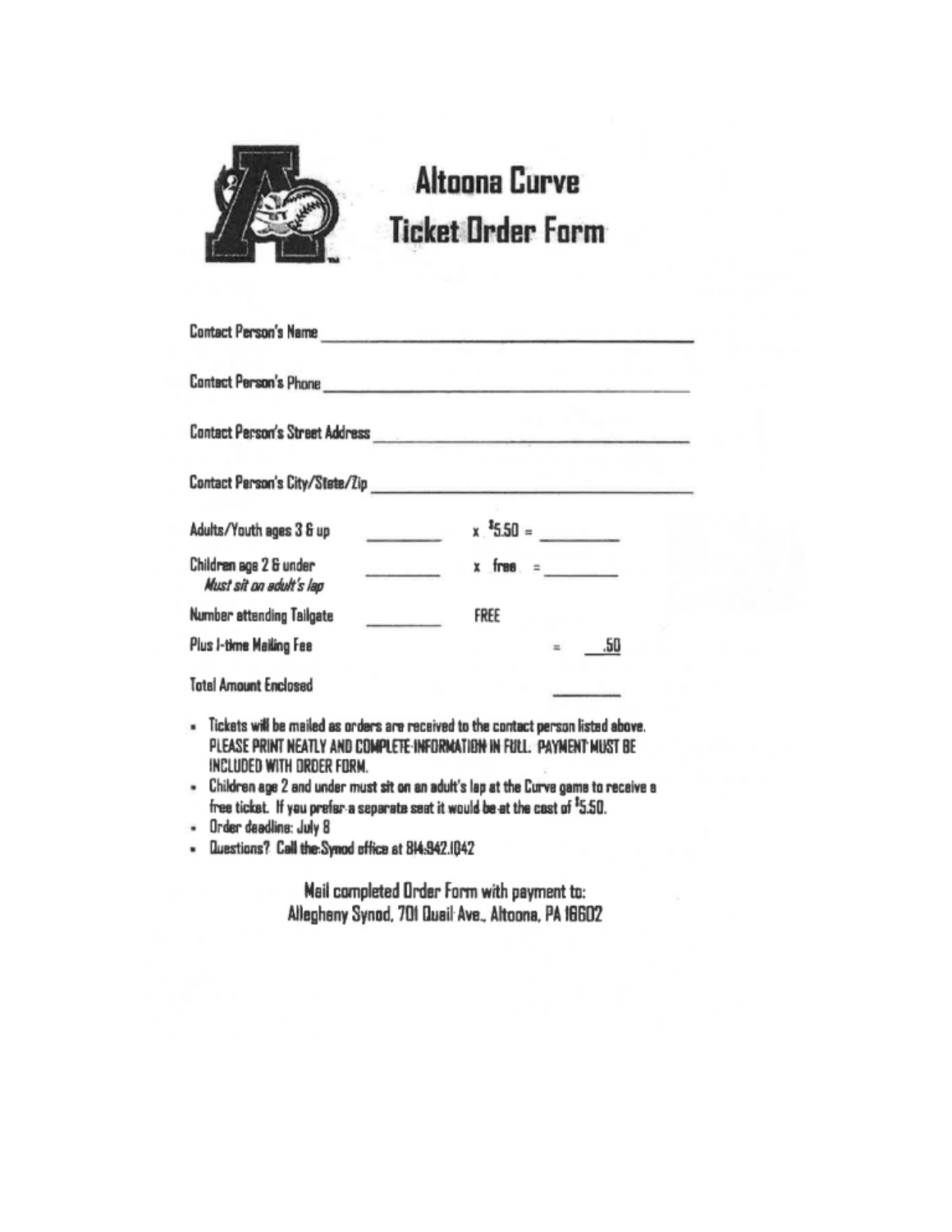# Altoona Curve Ticket Order Form

Contact Person's Name ______________________________

Contact Person's Phone ______________________________

Contact Person's Street Address ______________________________

Contact Person's City/State/Zip ______________________________

| | | | |
|---|---|---|---|
| Adults/Youth ages 3 & up | ________ | x $5.50 = | ________ |
| Children age 2 & under *Must sit on adult's lap* | ________ | x free = | ________ |
| Number attending Tailgate | ________ | FREE | |
| Plus 1-time Mailing Fee | | = | .50 |
| Total Amount Enclosed | | | ________ |

- Tickets will be mailed as orders are received to the contact person listed above. PLEASE PRINT NEATLY AND COMPLETE INFORMATION IN FULL. PAYMENT MUST BE INCLUDED WITH ORDER FORM.
- Children age 2 and under must sit on an adult's lap at the Curve game to receive a free ticket. If you prefer a separate seat it would be at the cost of $5.50.
- Order deadline: July 8
- Questions? Call the Synod office at 814.942.1042

Mail completed Order Form with payment to:
Allegheny Synod, 701 Quail Ave., Altoona, PA 16602